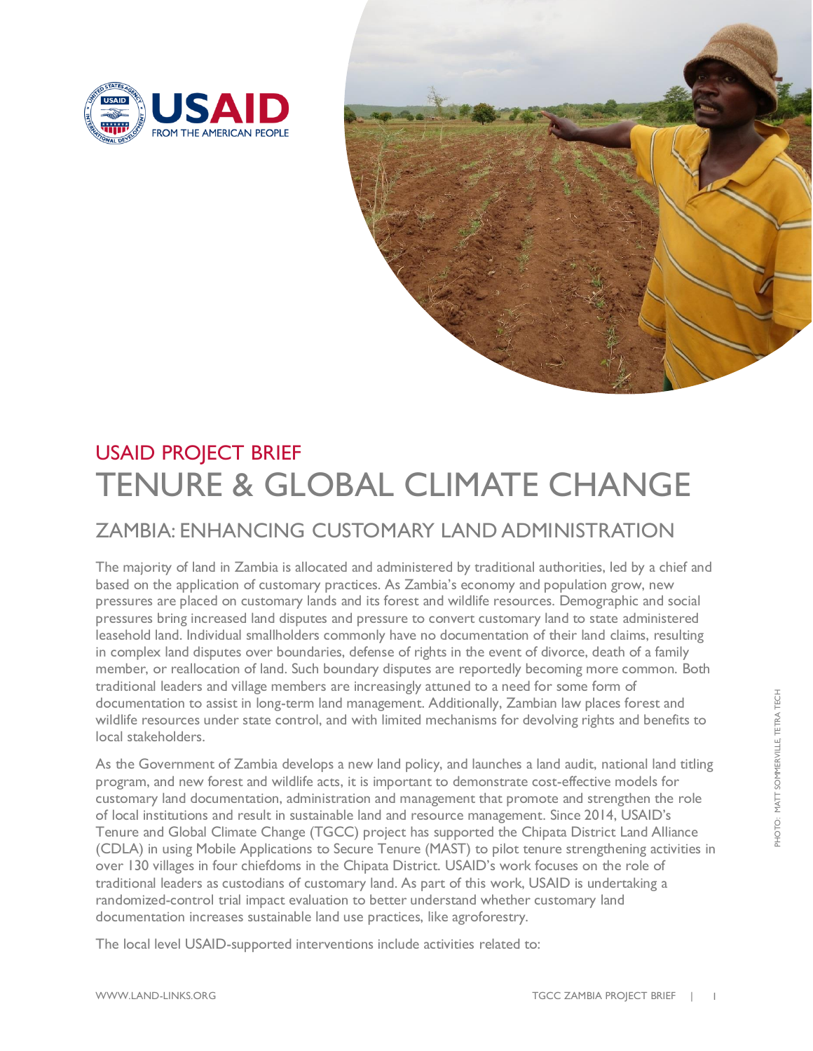USAID PROJECT BRIEF

# TENURE & GLOBAL CLIMATE CHANGE

## ZAMBIA: ENHANCING CUSTOMARY LAND ADMINISTRATION

The majority of land in Zambia is allocated and administered by traditional authorities, led by a chief and based on the application of customary practices. As Zambia's economy and population grow, new pressures are placed on customary lands and its forest and wildlife resources. Demographic and social pressures bring increased land disputes and pressure to convert customary land to state administered leasehold land. Individual smallholders commonly have no documentation of their land claims, resulting in complex land disputes over boundaries, defense of rights in the event of divorce, death of a family member, or reallocation of land. Such boundary disputes are reportedly becoming more common. Both traditional leaders and village members are increasingly attuned to a need for some form of documentation to assist in long-term land management. Additionally, Zambian law places forest and wildlife resources under state control, and with limited mechanisms for devolving rights and benefits to local stakeholders.

As the Government of Zambia develops a new land policy, and launches a land audit, national land titling program, and new forest and wildlife acts, it is important to demonstrate cost-effective models for customary land documentation, administration and management that promote and strengthen the role of local institutions and result in sustainable land and resource management. Since 2014, USAID's Tenure and Global Climate Change (TGCC) project has supported the Chipata District Land Alliance (CDLA) in using Mobile Applications to Secure Tenure (MAST) to pilot tenure strengthening activities in over 130 villages in four chiefdoms in the Chipata District. USAID's work focuses on the role of traditional leaders as custodians of customary land. As part of this work, USAID is undertaking a randomized-control trial impact evaluation to better understand whether customary land documentation increases sustainable land use practices, like agroforestry.

The local level USAID-supported interventions include activities related to:

PHOTO: MATT SOMMERVILLE, TETRA TECH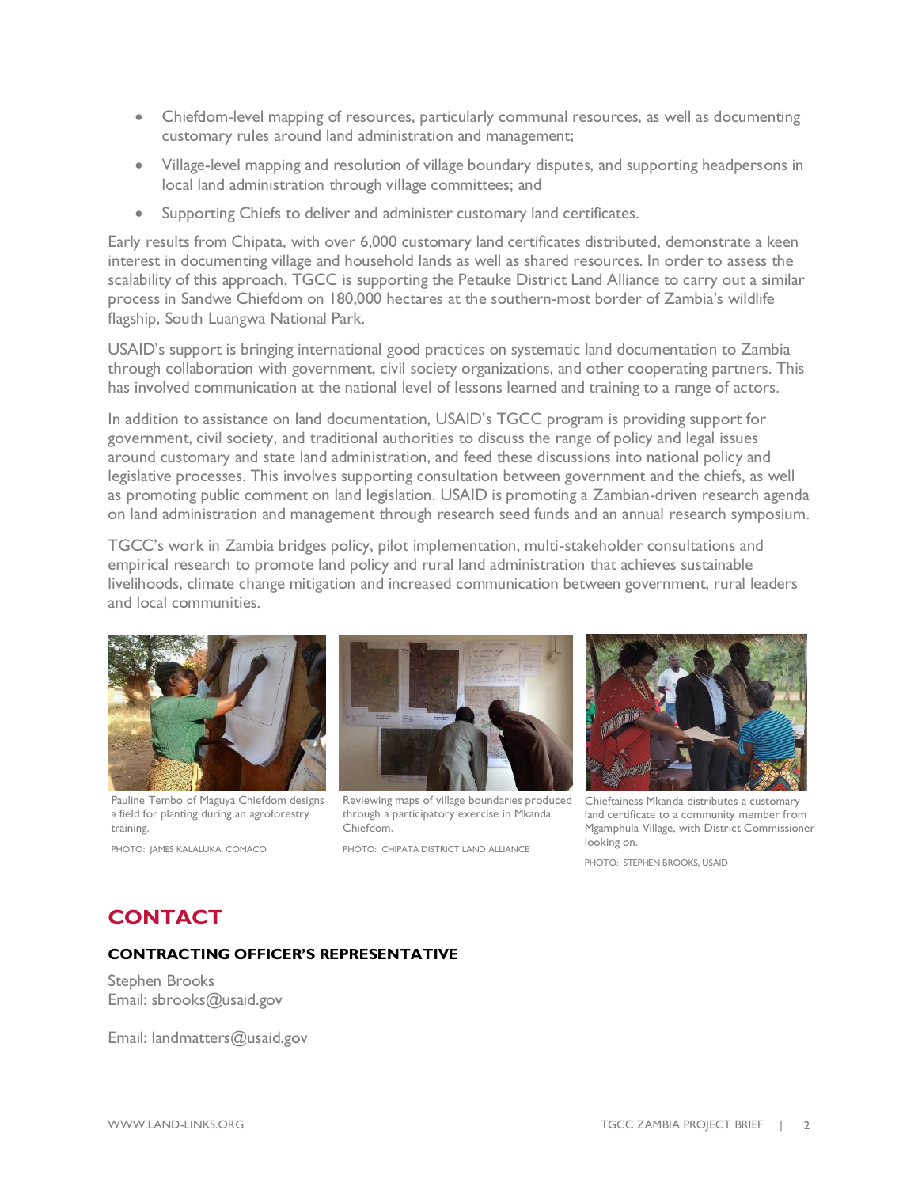- Chiefdom-level mapping of resources, particularly communal resources, as well as documenting customary rules around land administration and management;
- Village-level mapping and resolution of village boundary disputes, and supporting headpersons in local land administration through village committees; and
- Supporting Chiefs to deliver and administer customary land certificates.

Early results from Chipata, with over 6,000 customary land certificates distributed, demonstrate a keen interest in documenting village and household lands as well as shared resources. In order to assess the scalability of this approach, TGCC is supporting the Petauke District Land Alliance to carry out a similar process in Sandwe Chiefdom on 180,000 hectares at the southern-most border of Zambia's wildlife flagship, South Luangwa National Park.

USAID's support is bringing international good practices on systematic land documentation to Zambia through collaboration with government, civil society organizations, and other cooperating partners. This has involved communication at the national level of lessons learned and training to a range of actors.

In addition to assistance on land documentation, USAID's TGCC program is providing support for government, civil society, and traditional authorities to discuss the range of policy and legal issues around customary and state land administration, and feed these discussions into national policy and legislative processes. This involves supporting consultation between government and the chiefs, as well as promoting public comment on land legislation. USAID is promoting a Zambian-driven research agenda on land administration and management through research seed funds and an annual research symposium.

TGCC's work in Zambia bridges policy, pilot implementation, multi-stakeholder consultations and empirical research to promote land policy and rural land administration that achieves sustainable livelihoods, climate change mitigation and increased communication between government, rural leaders and local communities.

Pauline Tembo of Maguya Chiefdom designs a field for planting during an agroforestry training.

PHOTO: JAMES KALALUKA, COMACO

Reviewing maps of village boundaries produced through a participatory exercise in Mkanda Chiefdom.

PHOTO: CHIPATA DISTRICT LAND ALLIANCE

Chieftainess Mkanda distributes a customary land certificate to a community member from Mgamphula Village, with District Commissioner looking on.

PHOTO: STEPHEN BROOKS, USAID

## CONTACT

### CONTRACTING OFFICER'S REPRESENTATIVE

Stephen Brooks
Email: sbrooks@usaid.gov

Email: landmatters@usaid.gov